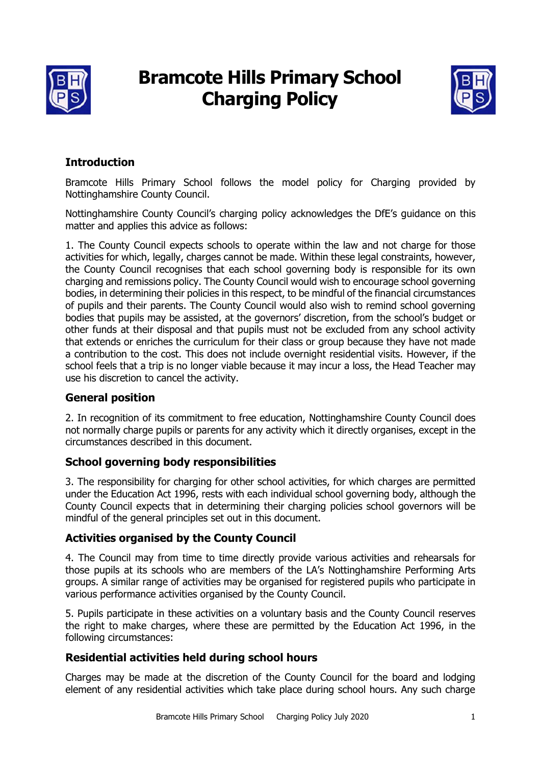# Bramcote Hills Primary School Charging Policy

## Introduction

Bramcote Hills Primary School follows the model policy for Charging provided by Nottinghamshire County Council.

Nottinghamshire County Council's charging policy acknowledges the DfE's guidance on this matter and applies this advice as follows:

1. The County Council expects schools to operate within the law and not charge for those activities for which, legally, charges cannot be made. Within these legal constraints, however, the County Council recognises that each school governing body is responsible for its own charging and remissions policy. The County Council would wish to encourage school governing bodies, in determining their policies in this respect, to be mindful of the financial circumstances of pupils and their parents. The County Council would also wish to remind school governing bodies that pupils may be assisted, at the governors' discretion, from the school's budget or other funds at their disposal and that pupils must not be excluded from any school activity that extends or enriches the curriculum for their class or group because they have not made a contribution to the cost. This does not include overnight residential visits. However, if the school feels that a trip is no longer viable because it may incur a loss, the Head Teacher may use his discretion to cancel the activity.

## General position

2. In recognition of its commitment to free education, Nottinghamshire County Council does not normally charge pupils or parents for any activity which it directly organises, except in the circumstances described in this document.

## School governing body responsibilities

3. The responsibility for charging for other school activities, for which charges are permitted under the Education Act 1996, rests with each individual school governing body, although the County Council expects that in determining their charging policies school governors will be mindful of the general principles set out in this document.

## Activities organised by the County Council

4. The Council may from time to time directly provide various activities and rehearsals for those pupils at its schools who are members of the LA's Nottinghamshire Performing Arts groups. A similar range of activities may be organised for registered pupils who participate in various performance activities organised by the County Council.

5. Pupils participate in these activities on a voluntary basis and the County Council reserves the right to make charges, where these are permitted by the Education Act 1996, in the following circumstances:

## Residential activities held during school hours

Charges may be made at the discretion of the County Council for the board and lodging element of any residential activities which take place during school hours. Any such charge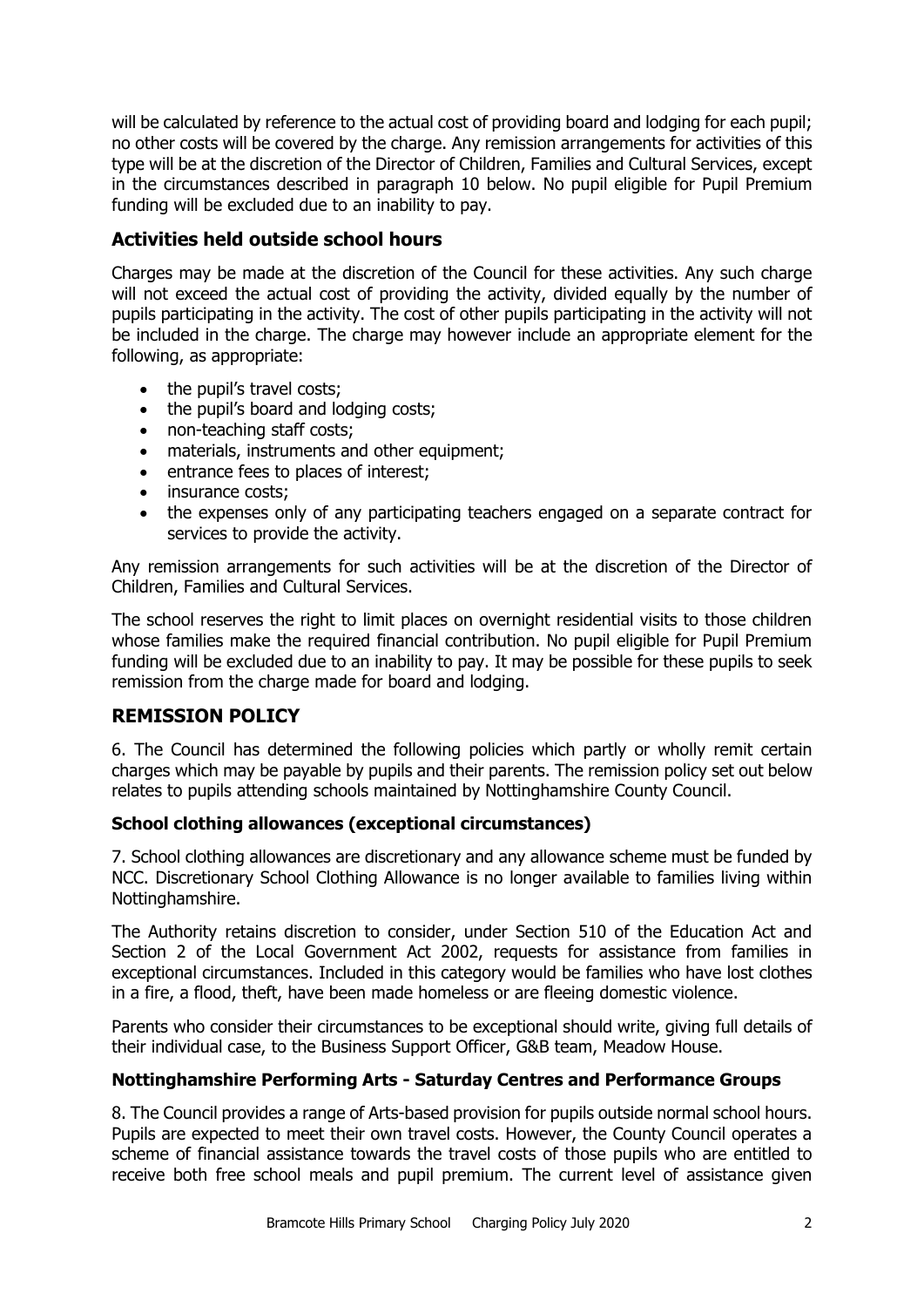will be calculated by reference to the actual cost of providing board and lodging for each pupil; no other costs will be covered by the charge. Any remission arrangements for activities of this type will be at the discretion of the Director of Children, Families and Cultural Services, except in the circumstances described in paragraph 10 below. No pupil eligible for Pupil Premium funding will be excluded due to an inability to pay.

## Activities held outside school hours

Charges may be made at the discretion of the Council for these activities. Any such charge will not exceed the actual cost of providing the activity, divided equally by the number of pupils participating in the activity. The cost of other pupils participating in the activity will not be included in the charge. The charge may however include an appropriate element for the following, as appropriate:

- the pupil's travel costs;
- the pupil's board and lodging costs;
- non-teaching staff costs;
- materials, instruments and other equipment;
- entrance fees to places of interest;
- insurance costs;
- the expenses only of any participating teachers engaged on a separate contract for services to provide the activity.

Any remission arrangements for such activities will be at the discretion of the Director of Children, Families and Cultural Services.

The school reserves the right to limit places on overnight residential visits to those children whose families make the required financial contribution. No pupil eligible for Pupil Premium funding will be excluded due to an inability to pay. It may be possible for these pupils to seek remission from the charge made for board and lodging.

## REMISSION POLICY

6. The Council has determined the following policies which partly or wholly remit certain charges which may be payable by pupils and their parents. The remission policy set out below relates to pupils attending schools maintained by Nottinghamshire County Council.

### School clothing allowances (exceptional circumstances)

7. School clothing allowances are discretionary and any allowance scheme must be funded by NCC. Discretionary School Clothing Allowance is no longer available to families living within Nottinghamshire.

The Authority retains discretion to consider, under Section 510 of the Education Act and Section 2 of the Local Government Act 2002, requests for assistance from families in exceptional circumstances. Included in this category would be families who have lost clothes in a fire, a flood, theft, have been made homeless or are fleeing domestic violence.

Parents who consider their circumstances to be exceptional should write, giving full details of their individual case, to the Business Support Officer, G&B team, Meadow House.

### Nottinghamshire Performing Arts - Saturday Centres and Performance Groups

8. The Council provides a range of Arts-based provision for pupils outside normal school hours. Pupils are expected to meet their own travel costs. However, the County Council operates a scheme of financial assistance towards the travel costs of those pupils who are entitled to receive both free school meals and pupil premium. The current level of assistance given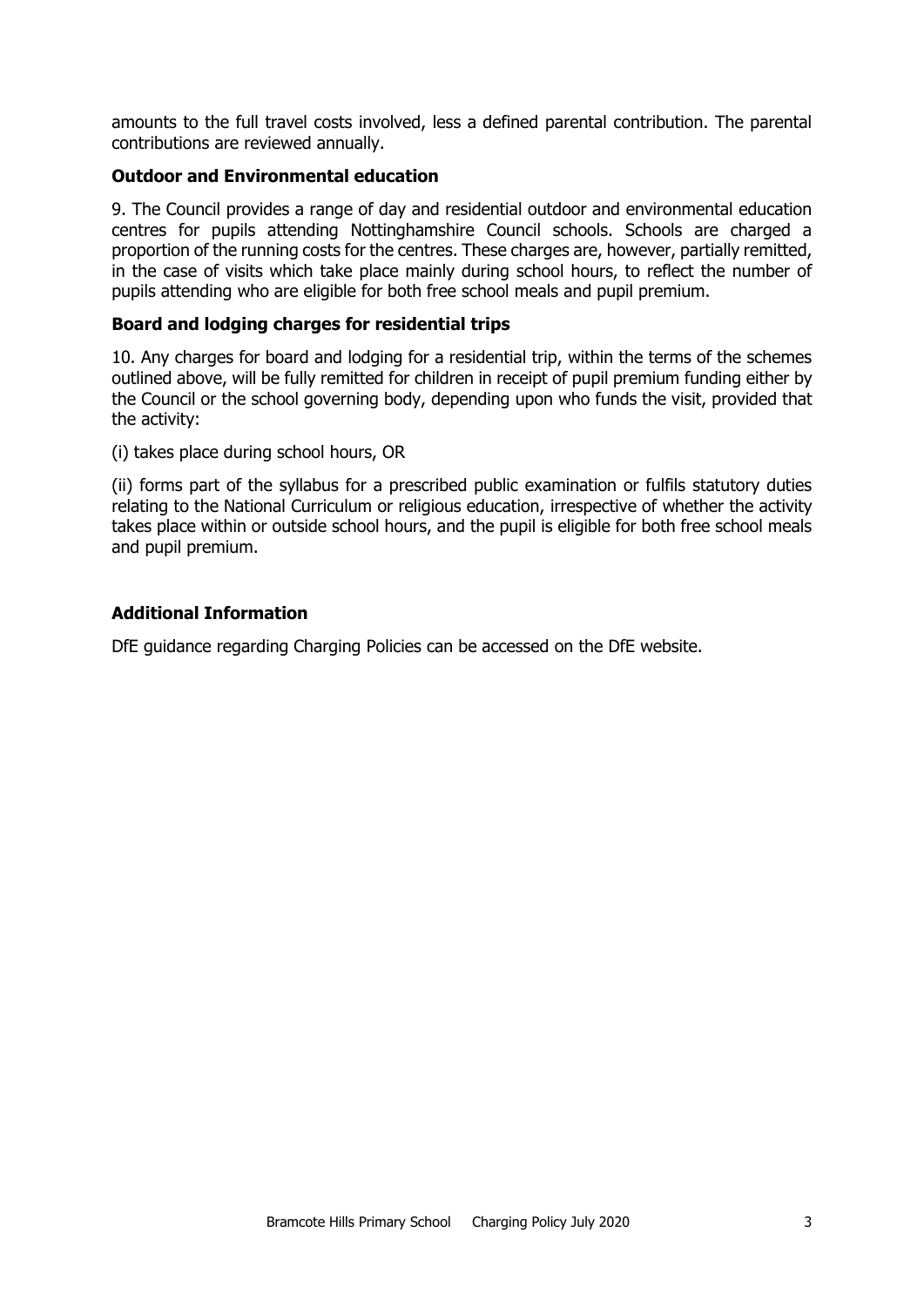amounts to the full travel costs involved, less a defined parental contribution. The parental contributions are reviewed annually.

### Outdoor and Environmental education

9. The Council provides a range of day and residential outdoor and environmental education centres for pupils attending Nottinghamshire Council schools. Schools are charged a proportion of the running costs for the centres. These charges are, however, partially remitted, in the case of visits which take place mainly during school hours, to reflect the number of pupils attending who are eligible for both free school meals and pupil premium.

### Board and lodging charges for residential trips

10. Any charges for board and lodging for a residential trip, within the terms of the schemes outlined above, will be fully remitted for children in receipt of pupil premium funding either by the Council or the school governing body, depending upon who funds the visit, provided that the activity:

(i) takes place during school hours, OR

(ii) forms part of the syllabus for a prescribed public examination or fulfils statutory duties relating to the National Curriculum or religious education, irrespective of whether the activity takes place within or outside school hours, and the pupil is eligible for both free school meals and pupil premium.

### Additional Information

DfE guidance regarding Charging Policies can be accessed on the DfE website.